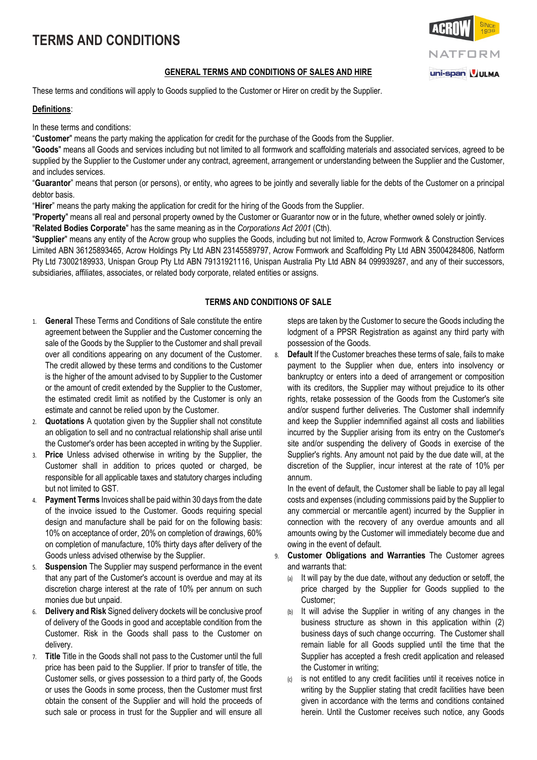# TERMS AND CONDITIONS

## GENERAL TERMS AND CONDITIONS OF SALES AND HIRE

These terms and conditions will apply to Goods supplied to the Customer or Hirer on credit by the Supplier.

**Definitions**:

In these terms and conditions:

"**Customer**" means the party making the application for credit for the purchase of the Goods from the Supplier.

"**Goods**" means all Goods and services including but not limited to all formwork and scaffolding materials and associated services, agreed to be supplied by the Supplier to the Customer under any contract, agreement, arrangement or understanding between the Supplier and the Customer, and includes services.

"**Guarantor**" means that person (or persons), or entity, who agrees to be jointly and severally liable for the debts of the Customer on a principal debtor basis.

"**Hirer**" means the party making the application for credit for the hiring of the Goods from the Supplier.

"**Property**" means all real and personal property owned by the Customer or Guarantor now or in the future, whether owned solely or jointly.

"**Related Bodies Corporate**" has the same meaning as in the *Corporations Act 2001* (Cth).

"**Supplier**" means any entity of the Acrow group who supplies the Goods, including but not limited to, Acrow Formwork & Construction Services Limited ABN 36125893465, Acrow Holdings Pty Ltd ABN 23145589797, Acrow Formwork and Scaffolding Pty Ltd ABN 35004284806, Natform Pty Ltd 73002189933, Unispan Group Pty Ltd ABN 79131921116, Unispan Australia Pty Ltd ABN 84 099939287, and any of their successors, subsidiaries, affiliates, associates, or related body corporate, related entities or assigns.

### TERMS AND CONDITIONS OF SALE

1. **General** These Terms and Conditions of Sale constitute the entire agreement between the Supplier and the Customer concerning the sale of the Goods by the Supplier to the Customer and shall prevail over all conditions appearing on any document of the Customer. The credit allowed by these terms and conditions to the Customer is the higher of the amount advised to by Supplier to the Customer or the amount of credit extended by the Supplier to the Customer, the estimated credit limit as notified by the Customer is only an estimate and cannot be relied upon by the Customer.
2. **Quotations** A quotation given by the Supplier shall not constitute an obligation to sell and no contractual relationship shall arise until the Customer's order has been accepted in writing by the Supplier.
3. **Price** Unless advised otherwise in writing by the Supplier, the Customer shall in addition to prices quoted or charged, be responsible for all applicable taxes and statutory charges including but not limited to GST.
4. **Payment Terms** Invoices shall be paid within 30 days from the date of the invoice issued to the Customer. Goods requiring special design and manufacture shall be paid for on the following basis: 10% on acceptance of order, 20% on completion of drawings, 60% on completion of manufacture, 10% thirty days after delivery of the Goods unless advised otherwise by the Supplier.
5. **Suspension** The Supplier may suspend performance in the event that any part of the Customer's account is overdue and may at its discretion charge interest at the rate of 10% per annum on such monies due but unpaid.
6. **Delivery and Risk** Signed delivery dockets will be conclusive proof of delivery of the Goods in good and acceptable condition from the Customer. Risk in the Goods shall pass to the Customer on delivery.
7. **Title** Title in the Goods shall not pass to the Customer until the full price has been paid to the Supplier. If prior to transfer of title, the Customer sells, or gives possession to a third party of, the Goods or uses the Goods in some process, then the Customer must first obtain the consent of the Supplier and will hold the proceeds of such sale or process in trust for the Supplier and will ensure all steps are taken by the Customer to secure the Goods including the lodgment of a PPSR Registration as against any third party with possession of the Goods.
8. **Default** If the Customer breaches these terms of sale, fails to make payment to the Supplier when due, enters into insolvency or bankruptcy or enters into a deed of arrangement or composition with its creditors, the Supplier may without prejudice to its other rights, retake possession of the Goods from the Customer's site and/or suspend further deliveries. The Customer shall indemnify and keep the Supplier indemnified against all costs and liabilities incurred by the Supplier arising from its entry on the Customer's site and/or suspending the delivery of Goods in exercise of the Supplier's rights. Any amount not paid by the due date will, at the discretion of the Supplier, incur interest at the rate of 10% per annum.

   In the event of default, the Customer shall be liable to pay all legal costs and expenses (including commissions paid by the Supplier to any commercial or mercantile agent) incurred by the Supplier in connection with the recovery of any overdue amounts and all amounts owing by the Customer will immediately become due and owing in the event of default.
9. **Customer Obligations and Warranties** The Customer agrees and warrants that:
   (a) It will pay by the due date, without any deduction or setoff, the price charged by the Supplier for Goods supplied to the Customer;
   (b) It will advise the Supplier in writing of any changes in the business structure as shown in this application within (2) business days of such change occurring. The Customer shall remain liable for all Goods supplied until the time that the Supplier has accepted a fresh credit application and released the Customer in writing;
   (c) is not entitled to any credit facilities until it receives notice in writing by the Supplier stating that credit facilities have been given in accordance with the terms and conditions contained herein. Until the Customer receives such notice, any Goods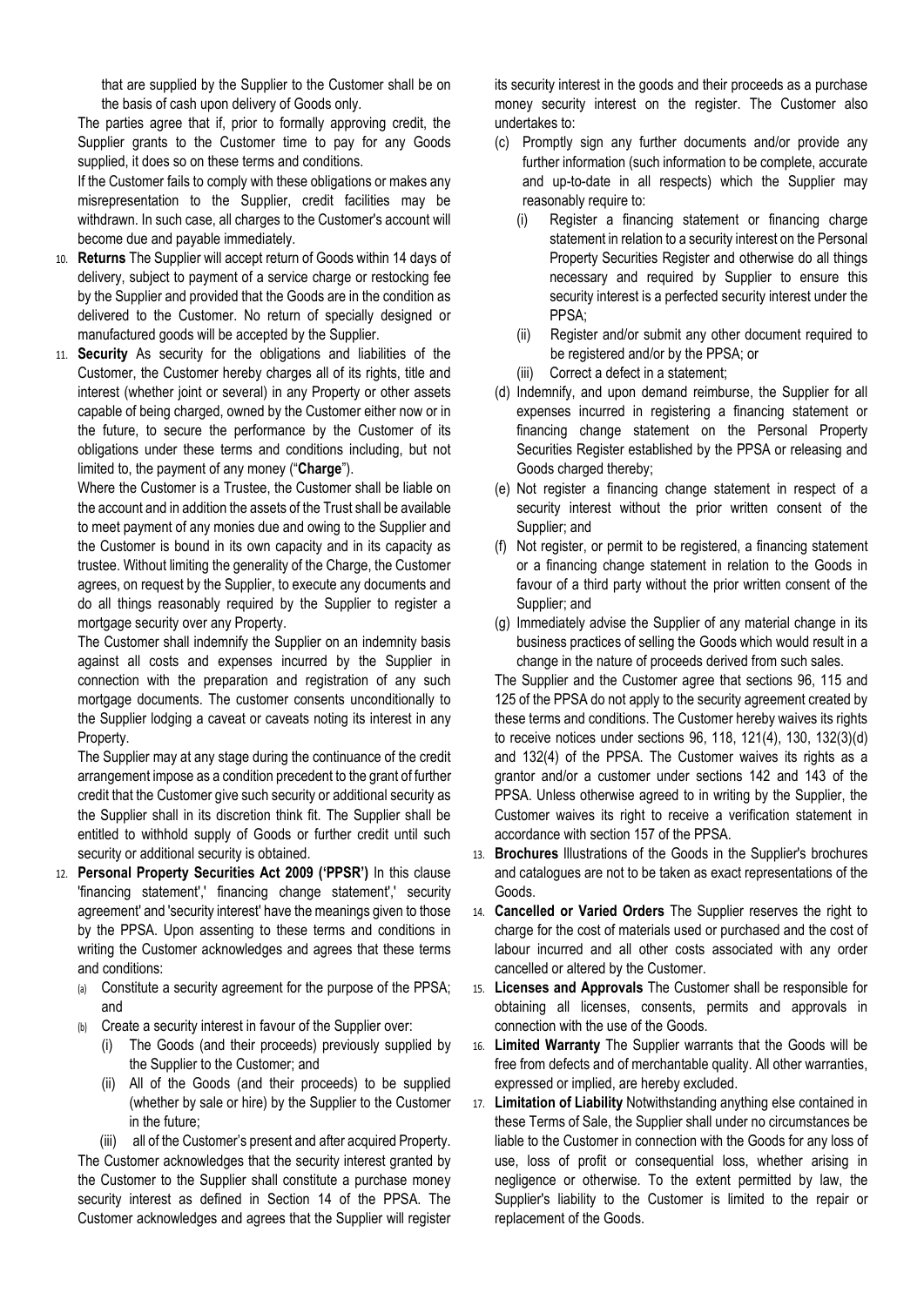that are supplied by the Supplier to the Customer shall be on the basis of cash upon delivery of Goods only.

The parties agree that if, prior to formally approving credit, the Supplier grants to the Customer time to pay for any Goods supplied, it does so on these terms and conditions.

If the Customer fails to comply with these obligations or makes any misrepresentation to the Supplier, credit facilities may be withdrawn. In such case, all charges to the Customer's account will become due and payable immediately.

10. **Returns** The Supplier will accept return of Goods within 14 days of delivery, subject to payment of a service charge or restocking fee by the Supplier and provided that the Goods are in the condition as delivered to the Customer. No return of specially designed or manufactured goods will be accepted by the Supplier.

11. **Security** As security for the obligations and liabilities of the Customer, the Customer hereby charges all of its rights, title and interest (whether joint or several) in any Property or other assets capable of being charged, owned by the Customer either now or in the future, to secure the performance by the Customer of its obligations under these terms and conditions including, but not limited to, the payment of any money ("**Charge**").

    Where the Customer is a Trustee, the Customer shall be liable on the account and in addition the assets of the Trust shall be available to meet payment of any monies due and owing to the Supplier and the Customer is bound in its own capacity and in its capacity as trustee. Without limiting the generality of the Charge, the Customer agrees, on request by the Supplier, to execute any documents and do all things reasonably required by the Supplier to register a mortgage security over any Property.

    The Customer shall indemnify the Supplier on an indemnity basis against all costs and expenses incurred by the Supplier in connection with the preparation and registration of any such mortgage documents. The customer consents unconditionally to the Supplier lodging a caveat or caveats noting its interest in any Property.

    The Supplier may at any stage during the continuance of the credit arrangement impose as a condition precedent to the grant of further credit that the Customer give such security or additional security as the Supplier shall in its discretion think fit. The Supplier shall be entitled to withhold supply of Goods or further credit until such security or additional security is obtained.

12. **Personal Property Securities Act 2009 ('PPSR')** In this clause 'financing statement',' financing change statement',' security agreement' and 'security interest' have the meanings given to those by the PPSA. Upon assenting to these terms and conditions in writing the Customer acknowledges and agrees that these terms and conditions:
    (a) Constitute a security agreement for the purpose of the PPSA; and
    (b) Create a security interest in favour of the Supplier over:
        (i) The Goods (and their proceeds) previously supplied by the Supplier to the Customer; and
        (ii) All of the Goods (and their proceeds) to be supplied (whether by sale or hire) by the Supplier to the Customer in the future;
        (iii) all of the Customer's present and after acquired Property.

    The Customer acknowledges that the security interest granted by the Customer to the Supplier shall constitute a purchase money security interest as defined in Section 14 of the PPSA. The Customer acknowledges and agrees that the Supplier will register its security interest in the goods and their proceeds as a purchase money security interest on the register. The Customer also undertakes to:
    (c) Promptly sign any further documents and/or provide any further information (such information to be complete, accurate and up-to-date in all respects) which the Supplier may reasonably require to:
        (i) Register a financing statement or financing charge statement in relation to a security interest on the Personal Property Securities Register and otherwise do all things necessary and required by Supplier to ensure this security interest is a perfected security interest under the PPSA;
        (ii) Register and/or submit any other document required to be registered and/or by the PPSA; or
        (iii) Correct a defect in a statement;
    (d) Indemnify, and upon demand reimburse, the Supplier for all expenses incurred in registering a financing statement or financing change statement on the Personal Property Securities Register established by the PPSA or releasing and Goods charged thereby;
    (e) Not register a financing change statement in respect of a security interest without the prior written consent of the Supplier; and
    (f) Not register, or permit to be registered, a financing statement or a financing change statement in relation to the Goods in favour of a third party without the prior written consent of the Supplier; and
    (g) Immediately advise the Supplier of any material change in its business practices of selling the Goods which would result in a change in the nature of proceeds derived from such sales.

    The Supplier and the Customer agree that sections 96, 115 and 125 of the PPSA do not apply to the security agreement created by these terms and conditions. The Customer hereby waives its rights to receive notices under sections 96, 118, 121(4), 130, 132(3)(d) and 132(4) of the PPSA. The Customer waives its rights as a grantor and/or a customer under sections 142 and 143 of the PPSA. Unless otherwise agreed to in writing by the Supplier, the Customer waives its right to receive a verification statement in accordance with section 157 of the PPSA.

13. **Brochures** Illustrations of the Goods in the Supplier's brochures and catalogues are not to be taken as exact representations of the Goods.

14. **Cancelled or Varied Orders** The Supplier reserves the right to charge for the cost of materials used or purchased and the cost of labour incurred and all other costs associated with any order cancelled or altered by the Customer.

15. **Licenses and Approvals** The Customer shall be responsible for obtaining all licenses, consents, permits and approvals in connection with the use of the Goods.

16. **Limited Warranty** The Supplier warrants that the Goods will be free from defects and of merchantable quality. All other warranties, expressed or implied, are hereby excluded.

17. **Limitation of Liability** Notwithstanding anything else contained in these Terms of Sale, the Supplier shall under no circumstances be liable to the Customer in connection with the Goods for any loss of use, loss of profit or consequential loss, whether arising in negligence or otherwise. To the extent permitted by law, the Supplier's liability to the Customer is limited to the repair or replacement of the Goods.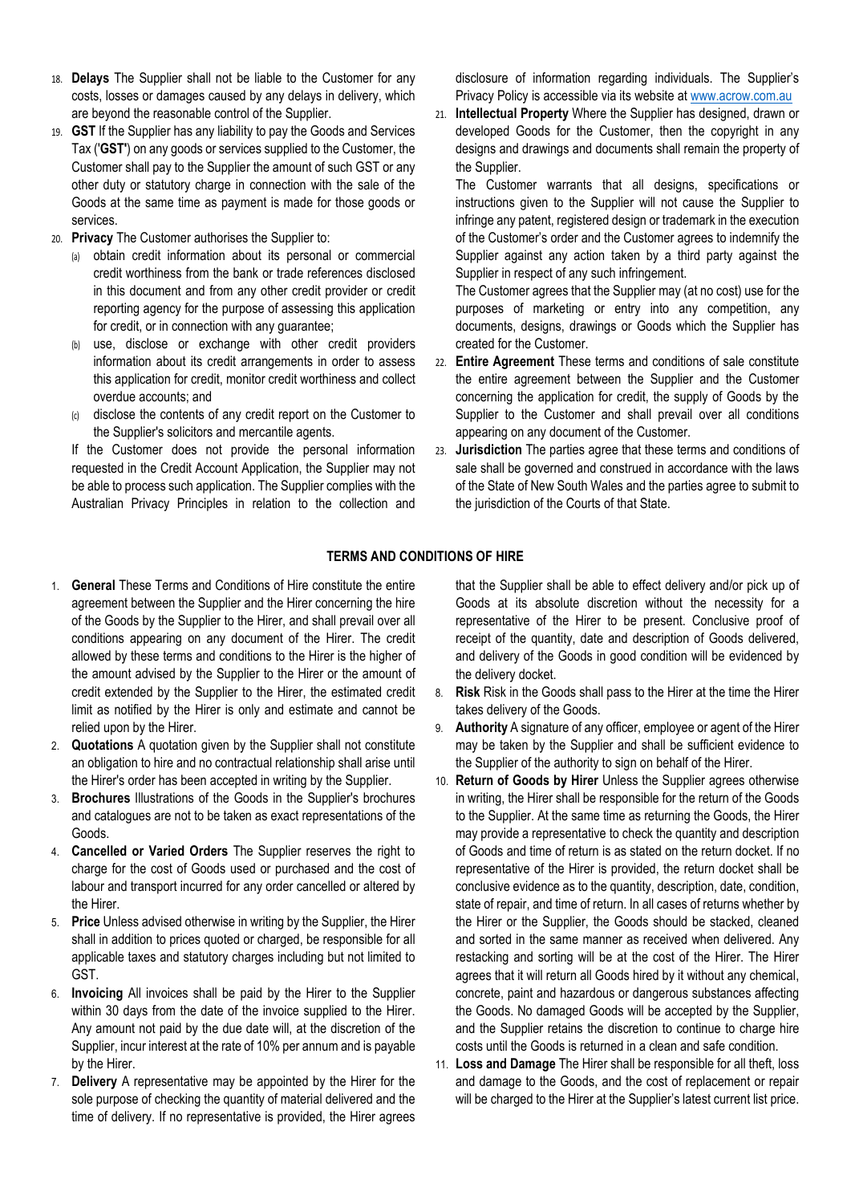18. **Delays** The Supplier shall not be liable to the Customer for any costs, losses or damages caused by any delays in delivery, which are beyond the reasonable control of the Supplier.
19. **GST** If the Supplier has any liability to pay the Goods and Services Tax ('**GST'**) on any goods or services supplied to the Customer, the Customer shall pay to the Supplier the amount of such GST or any other duty or statutory charge in connection with the sale of the Goods at the same time as payment is made for those goods or services.
20. **Privacy** The Customer authorises the Supplier to:
    (a) obtain credit information about its personal or commercial credit worthiness from the bank or trade references disclosed in this document and from any other credit provider or credit reporting agency for the purpose of assessing this application for credit, or in connection with any guarantee;
    (b) use, disclose or exchange with other credit providers information about its credit arrangements in order to assess this application for credit, monitor credit worthiness and collect overdue accounts; and
    (c) disclose the contents of any credit report on the Customer to the Supplier's solicitors and mercantile agents.

    If the Customer does not provide the personal information requested in the Credit Account Application, the Supplier may not be able to process such application. The Supplier complies with the Australian Privacy Principles in relation to the collection and disclosure of information regarding individuals. The Supplier's Privacy Policy is accessible via its website at www.acrow.com.au
21. **Intellectual Property** Where the Supplier has designed, drawn or developed Goods for the Customer, then the copyright in any designs and drawings and documents shall remain the property of the Supplier.

    The Customer warrants that all designs, specifications or instructions given to the Supplier will not cause the Supplier to infringe any patent, registered design or trademark in the execution of the Customer's order and the Customer agrees to indemnify the Supplier against any action taken by a third party against the Supplier in respect of any such infringement.

    The Customer agrees that the Supplier may (at no cost) use for the purposes of marketing or entry into any competition, any documents, designs, drawings or Goods which the Supplier has created for the Customer.
22. **Entire Agreement** These terms and conditions of sale constitute the entire agreement between the Supplier and the Customer concerning the application for credit, the supply of Goods by the Supplier to the Customer and shall prevail over all conditions appearing on any document of the Customer.
23. **Jurisdiction** The parties agree that these terms and conditions of sale shall be governed and construed in accordance with the laws of the State of New South Wales and the parties agree to submit to the jurisdiction of the Courts of that State.

## TERMS AND CONDITIONS OF HIRE

1. **General** These Terms and Conditions of Hire constitute the entire agreement between the Supplier and the Hirer concerning the hire of the Goods by the Supplier to the Hirer, and shall prevail over all conditions appearing on any document of the Hirer. The credit allowed by these terms and conditions to the Hirer is the higher of the amount advised by the Supplier to the Hirer or the amount of credit extended by the Supplier to the Hirer, the estimated credit limit as notified by the Hirer is only and estimate and cannot be relied upon by the Hirer.
2. **Quotations** A quotation given by the Supplier shall not constitute an obligation to hire and no contractual relationship shall arise until the Hirer's order has been accepted in writing by the Supplier.
3. **Brochures** Illustrations of the Goods in the Supplier's brochures and catalogues are not to be taken as exact representations of the Goods.
4. **Cancelled or Varied Orders** The Supplier reserves the right to charge for the cost of Goods used or purchased and the cost of labour and transport incurred for any order cancelled or altered by the Hirer.
5. **Price** Unless advised otherwise in writing by the Supplier, the Hirer shall in addition to prices quoted or charged, be responsible for all applicable taxes and statutory charges including but not limited to GST.
6. **Invoicing** All invoices shall be paid by the Hirer to the Supplier within 30 days from the date of the invoice supplied to the Hirer. Any amount not paid by the due date will, at the discretion of the Supplier, incur interest at the rate of 10% per annum and is payable by the Hirer.
7. **Delivery** A representative may be appointed by the Hirer for the sole purpose of checking the quantity of material delivered and the time of delivery. If no representative is provided, the Hirer agrees that the Supplier shall be able to effect delivery and/or pick up of Goods at its absolute discretion without the necessity for a representative of the Hirer to be present. Conclusive proof of receipt of the quantity, date and description of Goods delivered, and delivery of the Goods in good condition will be evidenced by the delivery docket.
8. **Risk** Risk in the Goods shall pass to the Hirer at the time the Hirer takes delivery of the Goods.
9. **Authority** A signature of any officer, employee or agent of the Hirer may be taken by the Supplier and shall be sufficient evidence to the Supplier of the authority to sign on behalf of the Hirer.
10. **Return of Goods by Hirer** Unless the Supplier agrees otherwise in writing, the Hirer shall be responsible for the return of the Goods to the Supplier. At the same time as returning the Goods, the Hirer may provide a representative to check the quantity and description of Goods and time of return is as stated on the return docket. If no representative of the Hirer is provided, the return docket shall be conclusive evidence as to the quantity, description, date, condition, state of repair, and time of return. In all cases of returns whether by the Hirer or the Supplier, the Goods should be stacked, cleaned and sorted in the same manner as received when delivered. Any restacking and sorting will be at the cost of the Hirer. The Hirer agrees that it will return all Goods hired by it without any chemical, concrete, paint and hazardous or dangerous substances affecting the Goods. No damaged Goods will be accepted by the Supplier, and the Supplier retains the discretion to continue to charge hire costs until the Goods is returned in a clean and safe condition.
11. **Loss and Damage** The Hirer shall be responsible for all theft, loss and damage to the Goods, and the cost of replacement or repair will be charged to the Hirer at the Supplier's latest current list price.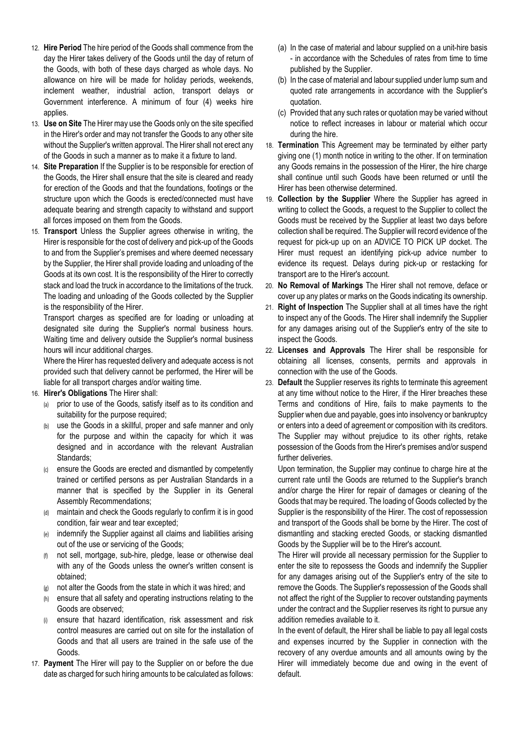12. **Hire Period** The hire period of the Goods shall commence from the day the Hirer takes delivery of the Goods until the day of return of the Goods, with both of these days charged as whole days. No allowance on hire will be made for holiday periods, weekends, inclement weather, industrial action, transport delays or Government interference. A minimum of four (4) weeks hire applies.

13. **Use on Site** The Hirer may use the Goods only on the site specified in the Hirer's order and may not transfer the Goods to any other site without the Supplier's written approval. The Hirer shall not erect any of the Goods in such a manner as to make it a fixture to land.

14. **Site Preparation** If the Supplier is to be responsible for erection of the Goods, the Hirer shall ensure that the site is cleared and ready for erection of the Goods and that the foundations, footings or the structure upon which the Goods is erected/connected must have adequate bearing and strength capacity to withstand and support all forces imposed on them from the Goods.

15. **Transport** Unless the Supplier agrees otherwise in writing, the Hirer is responsible for the cost of delivery and pick-up of the Goods to and from the Supplier's premises and where deemed necessary by the Supplier, the Hirer shall provide loading and unloading of the Goods at its own cost. It is the responsibility of the Hirer to correctly stack and load the truck in accordance to the limitations of the truck. The loading and unloading of the Goods collected by the Supplier is the responsibility of the Hirer.

    Transport charges as specified are for loading or unloading at designated site during the Supplier's normal business hours. Waiting time and delivery outside the Supplier's normal business hours will incur additional charges.

    Where the Hirer has requested delivery and adequate access is not provided such that delivery cannot be performed, the Hirer will be liable for all transport charges and/or waiting time.

16. **Hirer's Obligations** The Hirer shall:
    (a) prior to use of the Goods, satisfy itself as to its condition and suitability for the purpose required;
    (b) use the Goods in a skillful, proper and safe manner and only for the purpose and within the capacity for which it was designed and in accordance with the relevant Australian Standards;
    (c) ensure the Goods are erected and dismantled by competently trained or certified persons as per Australian Standards in a manner that is specified by the Supplier in its General Assembly Recommendations;
    (d) maintain and check the Goods regularly to confirm it is in good condition, fair wear and tear excepted;
    (e) indemnify the Supplier against all claims and liabilities arising out of the use or servicing of the Goods;
    (f) not sell, mortgage, sub-hire, pledge, lease or otherwise deal with any of the Goods unless the owner's written consent is obtained;
    (g) not alter the Goods from the state in which it was hired; and
    (h) ensure that all safety and operating instructions relating to the Goods are observed;
    (i) ensure that hazard identification, risk assessment and risk control measures are carried out on site for the installation of Goods and that all users are trained in the safe use of the Goods.

17. **Payment** The Hirer will pay to the Supplier on or before the due date as charged for such hiring amounts to be calculated as follows:
    (a) In the case of material and labour supplied on a unit-hire basis - in accordance with the Schedules of rates from time to time published by the Supplier.
    (b) In the case of material and labour supplied under lump sum and quoted rate arrangements in accordance with the Supplier's quotation.
    (c) Provided that any such rates or quotation may be varied without notice to reflect increases in labour or material which occur during the hire.

18. **Termination** This Agreement may be terminated by either party giving one (1) month notice in writing to the other. If on termination any Goods remains in the possession of the Hirer, the hire charge shall continue until such Goods have been returned or until the Hirer has been otherwise determined.

19. **Collection by the Supplier** Where the Supplier has agreed in writing to collect the Goods, a request to the Supplier to collect the Goods must be received by the Supplier at least two days before collection shall be required. The Supplier will record evidence of the request for pick-up up on an ADVICE TO PICK UP docket. The Hirer must request an identifying pick-up advice number to evidence its request. Delays during pick-up or restacking for transport are to the Hirer's account.

20. **No Removal of Markings** The Hirer shall not remove, deface or cover up any plates or marks on the Goods indicating its ownership.

21. **Right of Inspection** The Supplier shall at all times have the right to inspect any of the Goods. The Hirer shall indemnify the Supplier for any damages arising out of the Supplier's entry of the site to inspect the Goods.

22. **Licenses and Approvals** The Hirer shall be responsible for obtaining all licenses, consents, permits and approvals in connection with the use of the Goods.

23. **Default** the Supplier reserves its rights to terminate this agreement at any time without notice to the Hirer, if the Hirer breaches these Terms and conditions of Hire, fails to make payments to the Supplier when due and payable, goes into insolvency or bankruptcy or enters into a deed of agreement or composition with its creditors. The Supplier may without prejudice to its other rights, retake possession of the Goods from the Hirer's premises and/or suspend further deliveries.

    Upon termination, the Supplier may continue to charge hire at the current rate until the Goods are returned to the Supplier's branch and/or charge the Hirer for repair of damages or cleaning of the Goods that may be required. The loading of Goods collected by the Supplier is the responsibility of the Hirer. The cost of repossession and transport of the Goods shall be borne by the Hirer. The cost of dismantling and stacking erected Goods, or stacking dismantled Goods by the Supplier will be to the Hirer's account.

    The Hirer will provide all necessary permission for the Supplier to enter the site to repossess the Goods and indemnify the Supplier for any damages arising out of the Supplier's entry of the site to remove the Goods. The Supplier's repossession of the Goods shall not affect the right of the Supplier to recover outstanding payments under the contract and the Supplier reserves its right to pursue any addition remedies available to it.

    In the event of default, the Hirer shall be liable to pay all legal costs and expenses incurred by the Supplier in connection with the recovery of any overdue amounts and all amounts owing by the Hirer will immediately become due and owing in the event of default.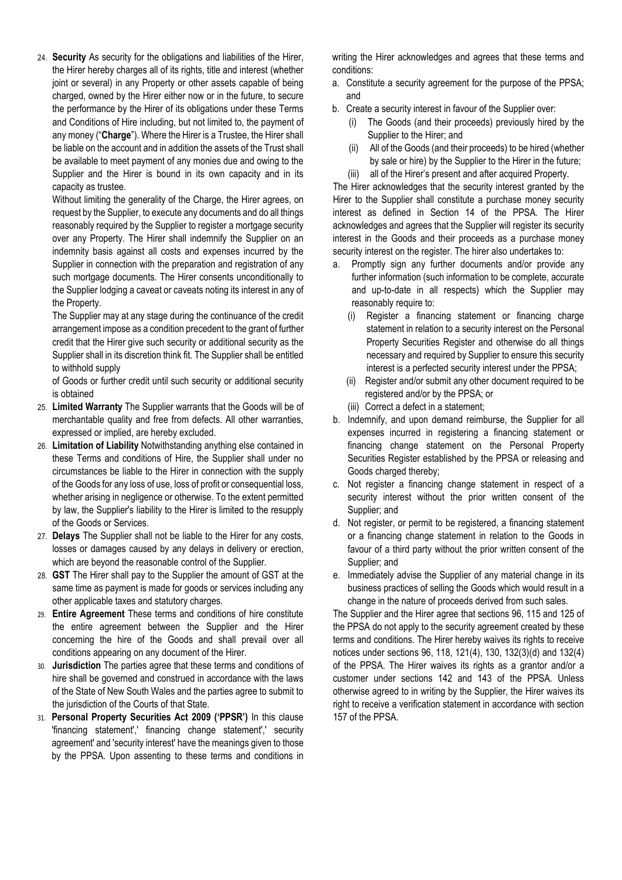24. **Security** As security for the obligations and liabilities of the Hirer, the Hirer hereby charges all of its rights, title and interest (whether joint or several) in any Property or other assets capable of being charged, owned by the Hirer either now or in the future, to secure the performance by the Hirer of its obligations under these Terms and Conditions of Hire including, but not limited to, the payment of any money ("**Charge**"). Where the Hirer is a Trustee, the Hirer shall be liable on the account and in addition the assets of the Trust shall be available to meet payment of any monies due and owing to the Supplier and the Hirer is bound in its own capacity and in its capacity as trustee.

    Without limiting the generality of the Charge, the Hirer agrees, on request by the Supplier, to execute any documents and do all things reasonably required by the Supplier to register a mortgage security over any Property. The Hirer shall indemnify the Supplier on an indemnity basis against all costs and expenses incurred by the Supplier in connection with the preparation and registration of any such mortgage documents. The Hirer consents unconditionally to the Supplier lodging a caveat or caveats noting its interest in any of the Property.

    The Supplier may at any stage during the continuance of the credit arrangement impose as a condition precedent to the grant of further credit that the Hirer give such security or additional security as the Supplier shall in its discretion think fit. The Supplier shall be entitled to withhold supply

    of Goods or further credit until such security or additional security is obtained

25. **Limited Warranty** The Supplier warrants that the Goods will be of merchantable quality and free from defects. All other warranties, expressed or implied, are hereby excluded.

26. **Limitation of Liability** Notwithstanding anything else contained in these Terms and conditions of Hire, the Supplier shall under no circumstances be liable to the Hirer in connection with the supply of the Goods for any loss of use, loss of profit or consequential loss, whether arising in negligence or otherwise. To the extent permitted by law, the Supplier's liability to the Hirer is limited to the resupply of the Goods or Services.

27. **Delays** The Supplier shall not be liable to the Hirer for any costs, losses or damages caused by any delays in delivery or erection, which are beyond the reasonable control of the Supplier.

28. **GST** The Hirer shall pay to the Supplier the amount of GST at the same time as payment is made for goods or services including any other applicable taxes and statutory charges.

29. **Entire Agreement** These terms and conditions of hire constitute the entire agreement between the Supplier and the Hirer concerning the hire of the Goods and shall prevail over all conditions appearing on any document of the Hirer.

30. **Jurisdiction** The parties agree that these terms and conditions of hire shall be governed and construed in accordance with the laws of the State of New South Wales and the parties agree to submit to the jurisdiction of the Courts of that State.

31. **Personal Property Securities Act 2009 ('PPSR')** In this clause 'financing statement',' financing change statement',' security agreement' and 'security interest' have the meanings given to those by the PPSA. Upon assenting to these terms and conditions in writing the Hirer acknowledges and agrees that these terms and conditions:

    a. Constitute a security agreement for the purpose of the PPSA; and
    b. Create a security interest in favour of the Supplier over:
        (i) The Goods (and their proceeds) previously hired by the Supplier to the Hirer; and
        (ii) All of the Goods (and their proceeds) to be hired (whether by sale or hire) by the Supplier to the Hirer in the future;
        (iii) all of the Hirer's present and after acquired Property.

    The Hirer acknowledges that the security interest granted by the Hirer to the Supplier shall constitute a purchase money security interest as defined in Section 14 of the PPSA. The Hirer acknowledges and agrees that the Supplier will register its security interest in the Goods and their proceeds as a purchase money security interest on the register. The hirer also undertakes to:

    a. Promptly sign any further documents and/or provide any further information (such information to be complete, accurate and up-to-date in all respects) which the Supplier may reasonably require to:
        (i) Register a financing statement or financing charge statement in relation to a security interest on the Personal Property Securities Register and otherwise do all things necessary and required by Supplier to ensure this security interest is a perfected security interest under the PPSA;
        (ii) Register and/or submit any other document required to be registered and/or by the PPSA; or
        (iii) Correct a defect in a statement;
    b. Indemnify, and upon demand reimburse, the Supplier for all expenses incurred in registering a financing statement or financing change statement on the Personal Property Securities Register established by the PPSA or releasing and Goods charged thereby;
    c. Not register a financing change statement in respect of a security interest without the prior written consent of the Supplier; and
    d. Not register, or permit to be registered, a financing statement or a financing change statement in relation to the Goods in favour of a third party without the prior written consent of the Supplier; and
    e. Immediately advise the Supplier of any material change in its business practices of selling the Goods which would result in a change in the nature of proceeds derived from such sales.

    The Supplier and the Hirer agree that sections 96, 115 and 125 of the PPSA do not apply to the security agreement created by these terms and conditions. The Hirer hereby waives its rights to receive notices under sections 96, 118, 121(4), 130, 132(3)(d) and 132(4) of the PPSA. The Hirer waives its rights as a grantor and/or a customer under sections 142 and 143 of the PPSA. Unless otherwise agreed to in writing by the Supplier, the Hirer waives its right to receive a verification statement in accordance with section 157 of the PPSA.